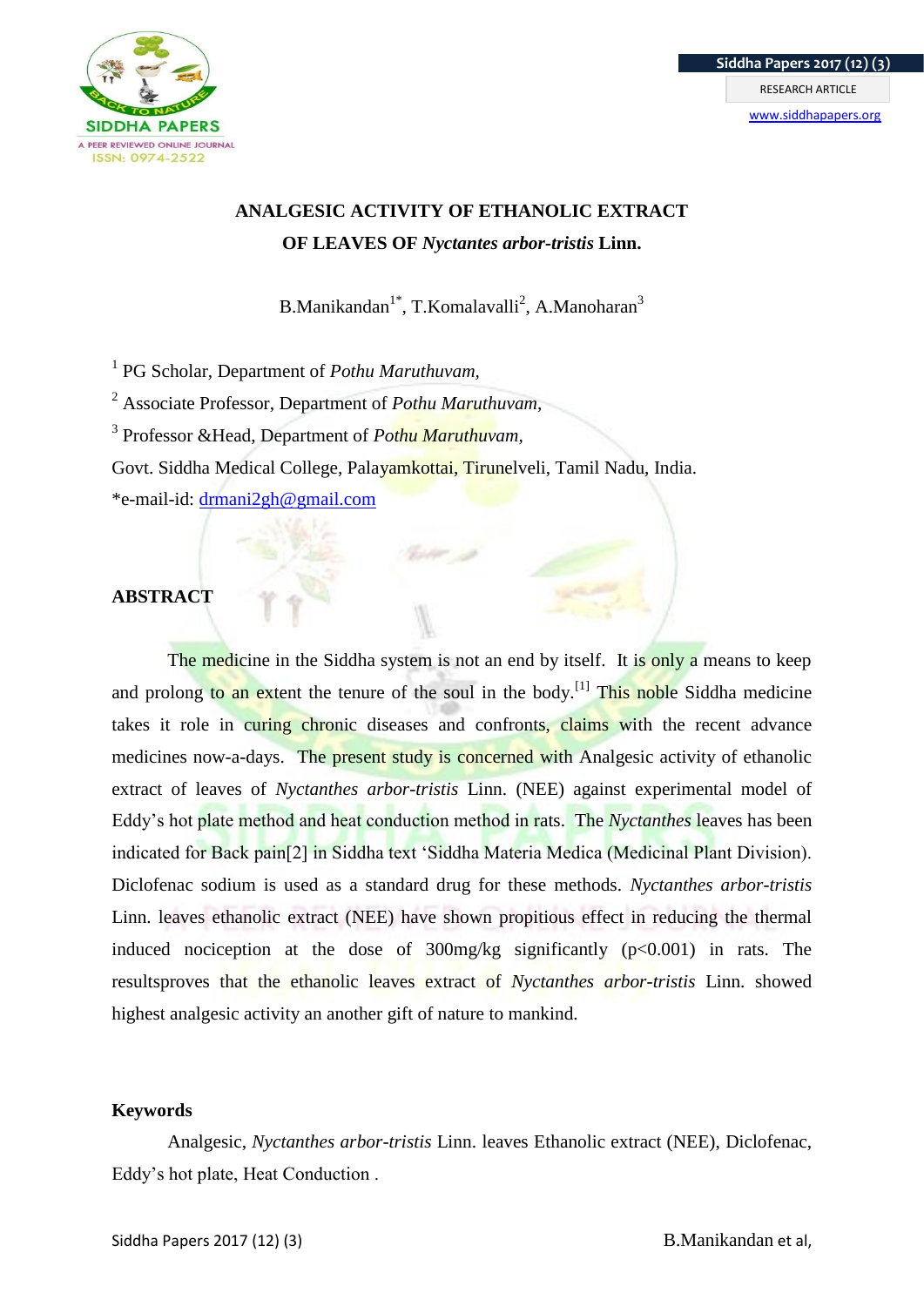# ANALGESIC ACTIVITY OF ETHANOLIC EXTRACT OF LEAVES OF *Nyctantes arbor-tristis* Linn.

B.Manikandan[1*], T.Komalavalli[2], A.Manoharan[3]

[1] PG Scholar, Department of *Pothu Maruthuvam*,

[2] Associate Professor, Department of *Pothu Maruthuvam*,

[3] Professor &Head, Department of *Pothu Maruthuvam*,

Govt. Siddha Medical College, Palayamkottai, Tirunelveli, Tamil Nadu, India.

*e-mail-id: drmani2gh@gmail.com

## ABSTRACT

The medicine in the Siddha system is not an end by itself. It is only a means to keep and prolong to an extent the tenure of the soul in the body.[1] This noble Siddha medicine takes it role in curing chronic diseases and confronts, claims with the recent advance medicines now-a-days. The present study is concerned with Analgesic activity of ethanolic extract of leaves of *Nyctanthes arbor-tristis* Linn. (NEE) against experimental model of Eddy's hot plate method and heat conduction method in rats. The *Nyctanthes* leaves has been indicated for Back pain[2] in Siddha text 'Siddha Materia Medica (Medicinal Plant Division). Diclofenac sodium is used as a standard drug for these methods. *Nyctanthes arbor-tristis* Linn. leaves ethanolic extract (NEE) have shown propitious effect in reducing the thermal induced nociception at the dose of 300mg/kg significantly ($p<0.001$) in rats. The resultsproves that the ethanolic leaves extract of *Nyctanthes arbor-tristis* Linn. showed highest analgesic activity an another gift of nature to mankind.

## Keywords

Analgesic, *Nyctanthes arbor-tristis* Linn. leaves Ethanolic extract (NEE), Diclofenac, Eddy's hot plate, Heat Conduction .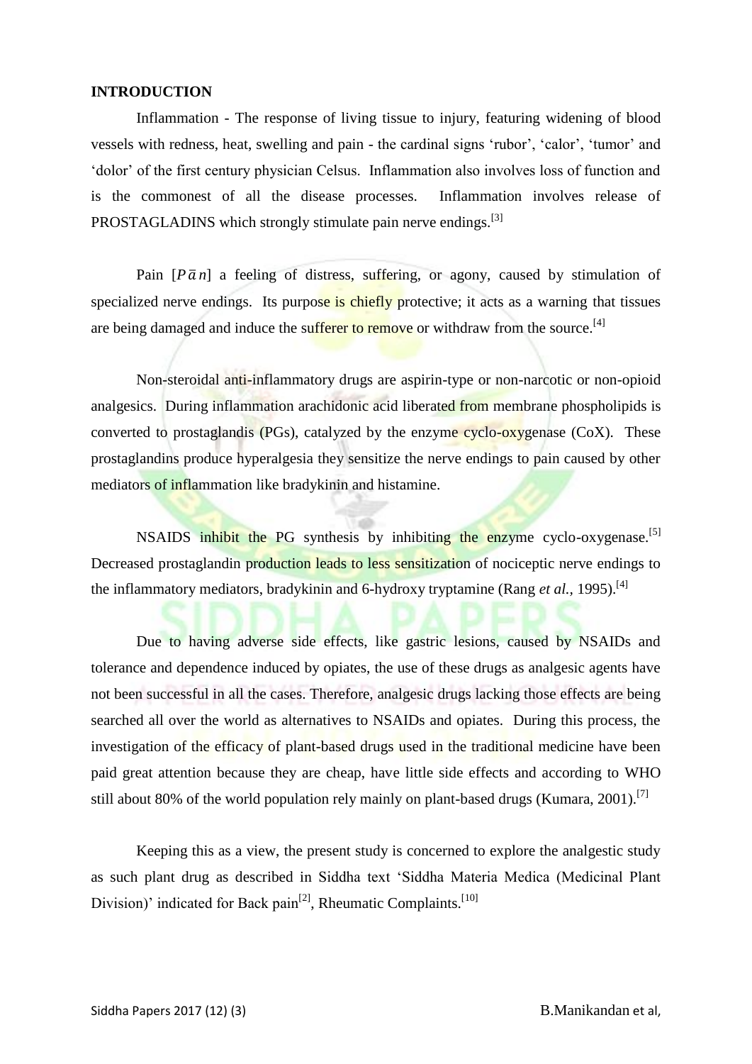## INTRODUCTION

Inflammation - The response of living tissue to injury, featuring widening of blood vessels with redness, heat, swelling and pain - the cardinal signs 'rubor', 'calor', 'tumor' and 'dolor' of the first century physician Celsus. Inflammation also involves loss of function and is the commonest of all the disease processes. Inflammation involves release of PROSTAGLADINS which strongly stimulate pain nerve endings.[3]

Pain [$P\bar{a}n$] a feeling of distress, suffering, or agony, caused by stimulation of specialized nerve endings. Its purpose is chiefly protective; it acts as a warning that tissues are being damaged and induce the sufferer to remove or withdraw from the source.[4]

Non-steroidal anti-inflammatory drugs are aspirin-type or non-narcotic or non-opioid analgesics. During inflammation arachidonic acid liberated from membrane phospholipids is converted to prostaglandis (PGs), catalyzed by the enzyme cyclo-oxygenase (CoX). These prostaglandins produce hyperalgesia they sensitize the nerve endings to pain caused by other mediators of inflammation like bradykinin and histamine.

NSAIDS inhibit the PG synthesis by inhibiting the enzyme cyclo-oxygenase.[5] Decreased prostaglandin production leads to less sensitization of nociceptic nerve endings to the inflammatory mediators, bradykinin and 6-hydroxy tryptamine (Rang *et al.*, 1995).[4]

Due to having adverse side effects, like gastric lesions, caused by NSAIDs and tolerance and dependence induced by opiates, the use of these drugs as analgesic agents have not been successful in all the cases. Therefore, analgesic drugs lacking those effects are being searched all over the world as alternatives to NSAIDs and opiates. During this process, the investigation of the efficacy of plant-based drugs used in the traditional medicine have been paid great attention because they are cheap, have little side effects and according to WHO still about 80% of the world population rely mainly on plant-based drugs (Kumara, 2001).[7]

Keeping this as a view, the present study is concerned to explore the analgestic study as such plant drug as described in Siddha text 'Siddha Materia Medica (Medicinal Plant Division)' indicated for Back pain[2], Rheumatic Complaints.[10]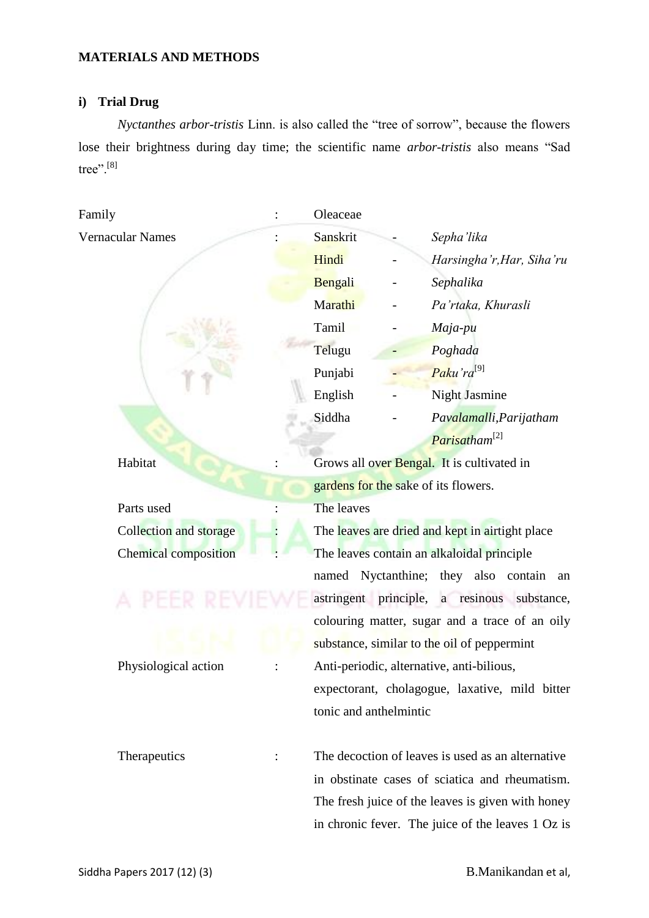## MATERIALS AND METHODS

### i) Trial Drug

*Nyctanthes arbor-tristis* Linn. is also called the "tree of sorrow", because the flowers lose their brightness during day time; the scientific name *arbor-tristis* also means "Sad tree".[8]

| | | | | |
|---|---|---|---|---|
| Family | : | Oleaceae | | |
| Vernacular Names | : | Sanskrit | - | *Sepha'lika* |
| | | Hindi | - | *Harsingha'r,Har, Siha'ru* |
| | | Bengali | - | *Sephalika* |
| | | Marathi | - | *Pa'rtaka, Khurasli* |
| | | Tamil | - | *Maja-pu* |
| | | Telugu | - | *Poghada* |
| | | Punjabi | - | *Paku'ra*[9] |
| | | English | - | Night Jasmine |
| | | Siddha | - | *Pavalamalli,Parijatham Parisatham*[2] |
| Habitat | : | Grows all over Bengal. It is cultivated in gardens for the sake of its flowers. | | |
| Parts used | : | The leaves | | |
| Collection and storage | : | The leaves are dried and kept in airtight place | | |
| Chemical composition | : | The leaves contain an alkaloidal principle named Nyctanthine; they also contain an astringent principle, a resinous substance, colouring matter, sugar and a trace of an oily substance, similar to the oil of peppermint | | |
| Physiological action | : | Anti-periodic, alternative, anti-bilious, expectorant, cholagogue, laxative, mild bitter tonic and anthelmintic | | |
| Therapeutics | : | The decoction of leaves is used as an alternative in obstinate cases of sciatica and rheumatism. The fresh juice of the leaves is given with honey in chronic fever. The juice of the leaves 1 Oz is | | |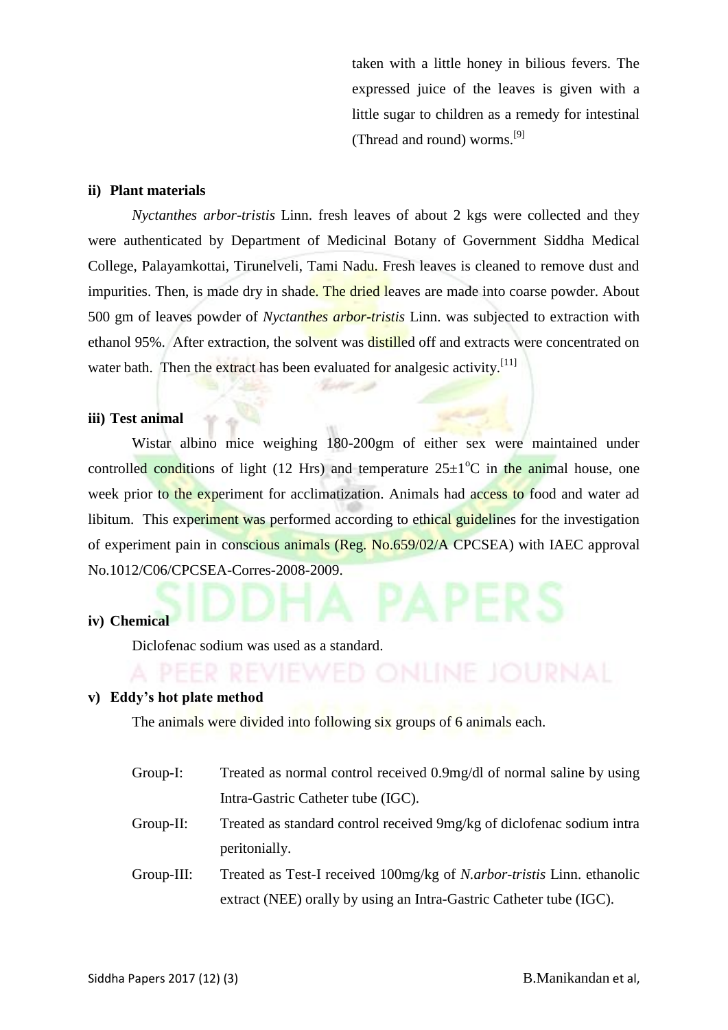taken with a little honey in bilious fevers. The expressed juice of the leaves is given with a little sugar to children as a remedy for intestinal (Thread and round) worms.[9]

**ii) Plant materials**

*Nyctanthes arbor-tristis* Linn. fresh leaves of about 2 kgs were collected and they were authenticated by Department of Medicinal Botany of Government Siddha Medical College, Palayamkottai, Tirunelveli, Tami Nadu. Fresh leaves is cleaned to remove dust and impurities. Then, is made dry in shade. The dried leaves are made into coarse powder. About 500 gm of leaves powder of *Nyctanthes arbor-tristis* Linn. was subjected to extraction with ethanol 95%. After extraction, the solvent was distilled off and extracts were concentrated on water bath. Then the extract has been evaluated for analgesic activity.[11]

**iii) Test animal**

Wistar albino mice weighing 180-200gm of either sex were maintained under controlled conditions of light (12 Hrs) and temperature 25±1$^{o}$C in the animal house, one week prior to the experiment for acclimatization. Animals had access to food and water ad libitum. This experiment was performed according to ethical guidelines for the investigation of experiment pain in conscious animals (Reg. No.659/02/A CPCSEA) with IAEC approval No.1012/C06/CPCSEA-Corres-2008-2009.

**iv) Chemical**

Diclofenac sodium was used as a standard.

**v) Eddy's hot plate method**

The animals were divided into following six groups of 6 animals each.

- Group-I: Treated as normal control received 0.9mg/dl of normal saline by using Intra-Gastric Catheter tube (IGC).
- Group-II: Treated as standard control received 9mg/kg of diclofenac sodium intra peritonially.
- Group-III: Treated as Test-I received 100mg/kg of *N.arbor-tristis* Linn. ethanolic extract (NEE) orally by using an Intra-Gastric Catheter tube (IGC).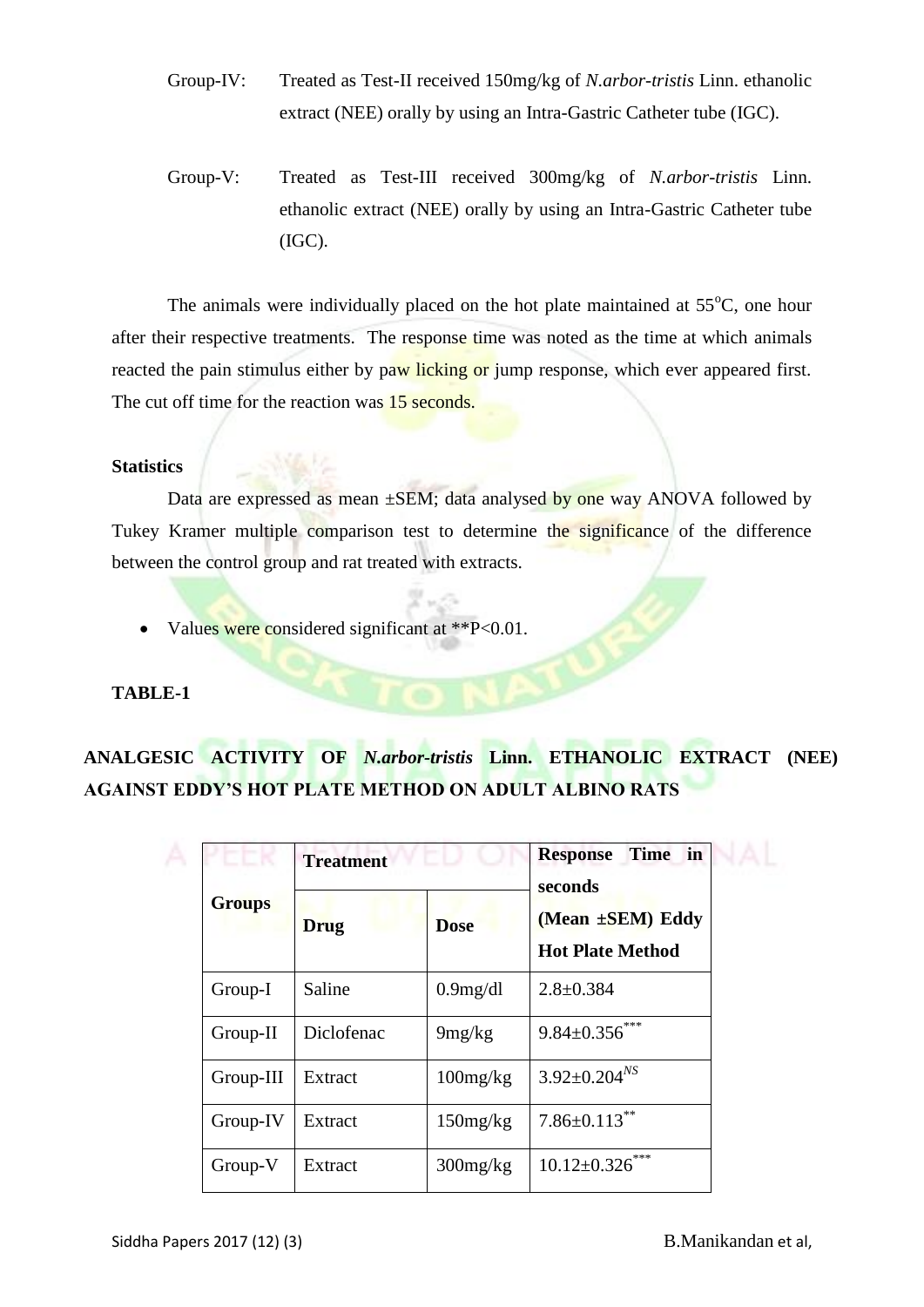Group-IV: Treated as Test-II received 150mg/kg of *N.arbor-tristis* Linn. ethanolic extract (NEE) orally by using an Intra-Gastric Catheter tube (IGC).

Group-V: Treated as Test-III received 300mg/kg of *N.arbor-tristis* Linn. ethanolic extract (NEE) orally by using an Intra-Gastric Catheter tube (IGC).

The animals were individually placed on the hot plate maintained at 55$^{o}$C, one hour after their respective treatments. The response time was noted as the time at which animals reacted the pain stimulus either by paw licking or jump response, which ever appeared first. The cut off time for the reaction was 15 seconds.

**Statistics**

Data are expressed as mean ±SEM; data analysed by one way ANOVA followed by Tukey Kramer multiple comparison test to determine the significance of the difference between the control group and rat treated with extracts.

- Values were considered significant at **P<0.01.

**TABLE-1**

**ANALGESIC ACTIVITY OF *N.arbor-tristis* Linn. ETHANOLIC EXTRACT (NEE) AGAINST EDDY'S HOT PLATE METHOD ON ADULT ALBINO RATS**

| Groups | Treatment | | Response Time in seconds (Mean ±SEM) Eddy Hot Plate Method |
|---|---|---|---|
| | Drug | Dose | |
| Group-I | Saline | 0.9mg/dl | 2.8±0.384 |
| Group-II | Diclofenac | 9mg/kg | 9.84±0.356$^{***}$ |
| Group-III | Extract | 100mg/kg | 3.92±0.204$^{NS}$ |
| Group-IV | Extract | 150mg/kg | 7.86±0.113$^{**}$ |
| Group-V | Extract | 300mg/kg | 10.12±0.326$^{***}$ |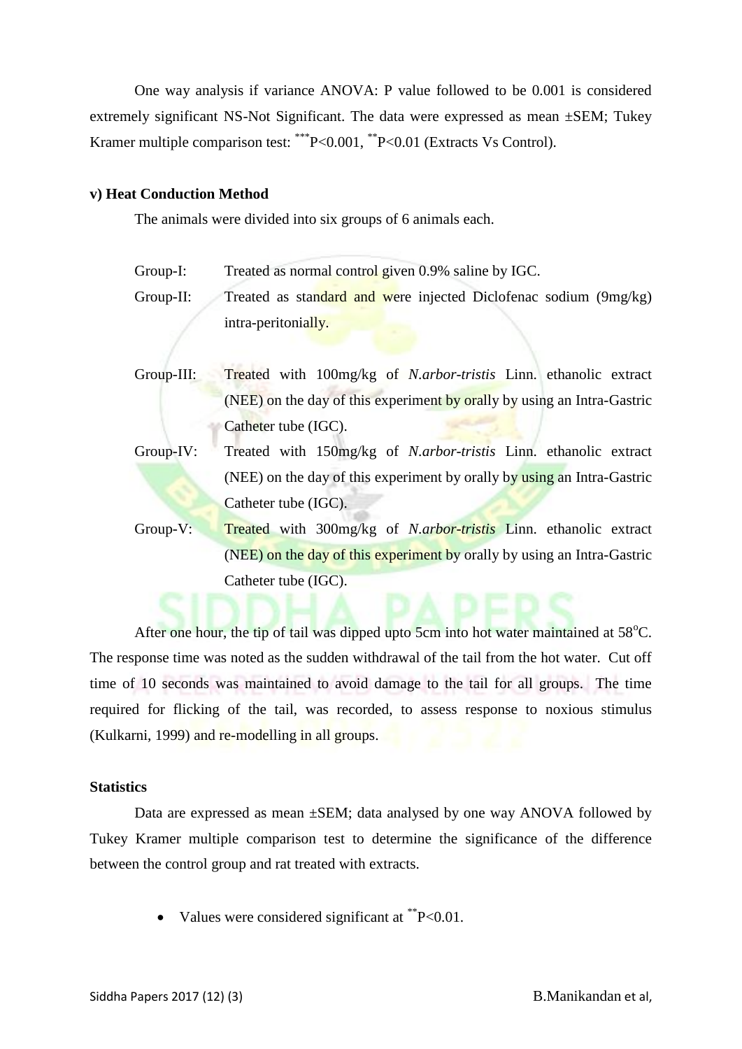One way analysis if variance ANOVA: P value followed to be 0.001 is considered extremely significant NS-Not Significant. The data were expressed as mean ±SEM; Tukey Kramer multiple comparison test: $^{***}P<0.001$, $^{**}P<0.01$ (Extracts Vs Control).

**v) Heat Conduction Method**

The animals were divided into six groups of 6 animals each.

Group-I: Treated as normal control given 0.9% saline by IGC.

Group-II: Treated as standard and were injected Diclofenac sodium (9mg/kg) intra-peritonially.

Group-III: Treated with 100mg/kg of *N.arbor-tristis* Linn. ethanolic extract (NEE) on the day of this experiment by orally by using an Intra-Gastric Catheter tube (IGC).

Group-IV: Treated with 150mg/kg of *N.arbor-tristis* Linn. ethanolic extract (NEE) on the day of this experiment by orally by using an Intra-Gastric Catheter tube (IGC).

Group-V: Treated with 300mg/kg of *N.arbor-tristis* Linn. ethanolic extract (NEE) on the day of this experiment by orally by using an Intra-Gastric Catheter tube (IGC).

After one hour, the tip of tail was dipped upto 5cm into hot water maintained at 58$^{o}$C. The response time was noted as the sudden withdrawal of the tail from the hot water. Cut off time of 10 seconds was maintained to avoid damage to the tail for all groups. The time required for flicking of the tail, was recorded, to assess response to noxious stimulus (Kulkarni, 1999) and re-modelling in all groups.

**Statistics**

Data are expressed as mean ±SEM; data analysed by one way ANOVA followed by Tukey Kramer multiple comparison test to determine the significance of the difference between the control group and rat treated with extracts.

- Values were considered significant at $^{**}P<0.01$.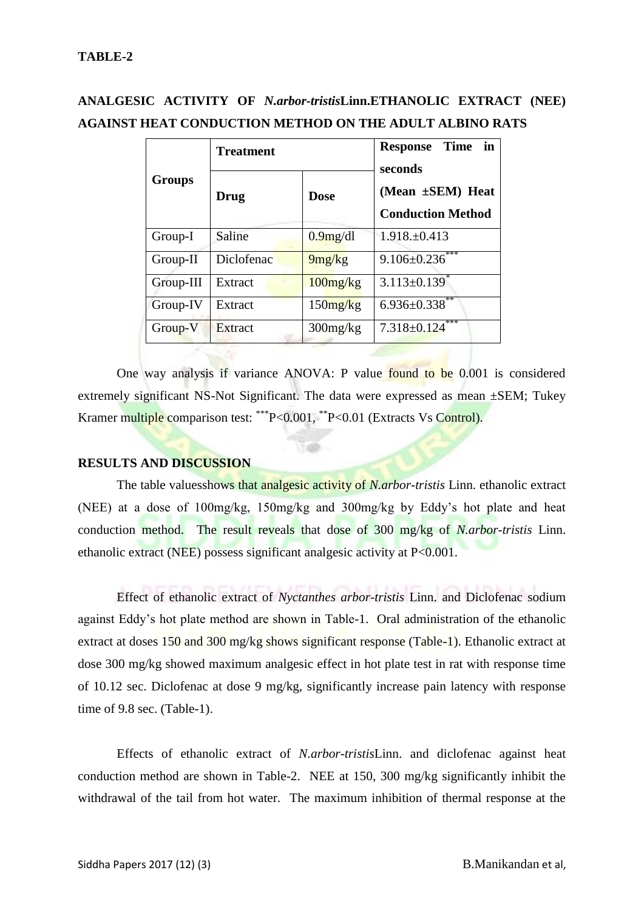**TABLE-2**

**ANALGESIC ACTIVITY OF *N.arbor-tristis*Linn.ETHANOLIC EXTRACT (NEE) AGAINST HEAT CONDUCTION METHOD ON THE ADULT ALBINO RATS**

| Groups | Treatment | | Response Time in seconds (Mean ±SEM) Heat Conduction Method |
|---|---|---|---|
| | Drug | Dose | |
| Group-I | Saline | 0.9mg/dl | 1.918.±0.413 |
| Group-II | Diclofenac | 9mg/kg | 9.106±0.236*** |
| Group-III | Extract | 100mg/kg | 3.113±0.139* |
| Group-IV | Extract | 150mg/kg | 6.936±0.338** |
| Group-V | Extract | 300mg/kg | 7.318±0.124*** |

One way analysis if variance ANOVA: P value found to be 0.001 is considered extremely significant NS-Not Significant. The data were expressed as mean ±SEM; Tukey Kramer multiple comparison test: ***P<0.001, **P<0.01 (Extracts Vs Control).

**RESULTS AND DISCUSSION**

The table valuesshows that analgesic activity of *N.arbor-tristis* Linn. ethanolic extract (NEE) at a dose of 100mg/kg, 150mg/kg and 300mg/kg by Eddy's hot plate and heat conduction method. The result reveals that dose of 300 mg/kg of *N.arbor-tristis* Linn. ethanolic extract (NEE) possess significant analgesic activity at P<0.001.

Effect of ethanolic extract of *Nyctanthes arbor-tristis* Linn. and Diclofenac sodium against Eddy's hot plate method are shown in Table-1. Oral administration of the ethanolic extract at doses 150 and 300 mg/kg shows significant response (Table-1). Ethanolic extract at dose 300 mg/kg showed maximum analgesic effect in hot plate test in rat with response time of 10.12 sec. Diclofenac at dose 9 mg/kg, significantly increase pain latency with response time of 9.8 sec. (Table-1).

Effects of ethanolic extract of *N.arbor-tristis*Linn. and diclofenac against heat conduction method are shown in Table-2. NEE at 150, 300 mg/kg significantly inhibit the withdrawal of the tail from hot water. The maximum inhibition of thermal response at the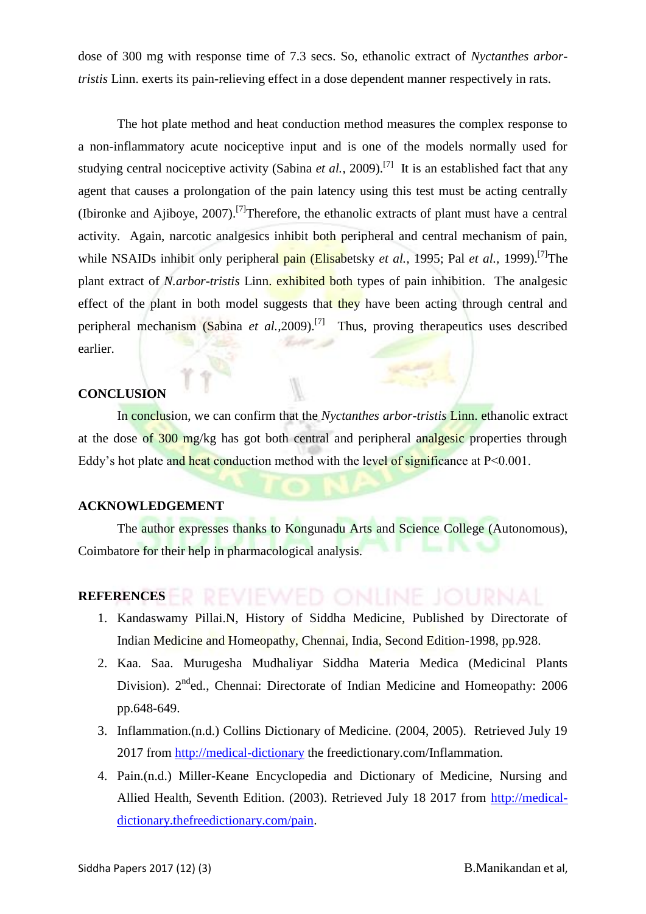dose of 300 mg with response time of 7.3 secs. So, ethanolic extract of *Nyctanthes arbor-tristis* Linn. exerts its pain-relieving effect in a dose dependent manner respectively in rats.

The hot plate method and heat conduction method measures the complex response to a non-inflammatory acute nociceptive input and is one of the models normally used for studying central nociceptive activity (Sabina *et al.*, 2009).[7] It is an established fact that any agent that causes a prolongation of the pain latency using this test must be acting centrally (Ibironke and Ajiboye, 2007).[7]Therefore, the ethanolic extracts of plant must have a central activity. Again, narcotic analgesics inhibit both peripheral and central mechanism of pain, while NSAIDs inhibit only peripheral pain (Elisabetsky *et al.*, 1995; Pal *et al.*, 1999).[7]The plant extract of *N.arbor-tristis* Linn. exhibited both types of pain inhibition. The analgesic effect of the plant in both model suggests that they have been acting through central and peripheral mechanism (Sabina *et al.*,2009).[7] Thus, proving therapeutics uses described earlier.

## CONCLUSION

In conclusion, we can confirm that the *Nyctanthes arbor-tristis* Linn. ethanolic extract at the dose of 300 mg/kg has got both central and peripheral analgesic properties through Eddy's hot plate and heat conduction method with the level of significance at $P<0.001$.

## ACKNOWLEDGEMENT

The author expresses thanks to Kongunadu Arts and Science College (Autonomous), Coimbatore for their help in pharmacological analysis.

## REFERENCES

1. Kandaswamy Pillai.N, History of Siddha Medicine, Published by Directorate of Indian Medicine and Homeopathy, Chennai, India, Second Edition-1998, pp.928.
2. Kaa. Saa. Murugesha Mudhaliyar Siddha Materia Medica (Medicinal Plants Division). 2nd ed., Chennai: Directorate of Indian Medicine and Homeopathy: 2006 pp.648-649.
3. Inflammation.(n.d.) Collins Dictionary of Medicine. (2004, 2005). Retrieved July 19 2017 from http://medical-dictionary the freedictionary.com/Inflammation.
4. Pain.(n.d.) Miller-Keane Encyclopedia and Dictionary of Medicine, Nursing and Allied Health, Seventh Edition. (2003). Retrieved July 18 2017 from http://medical-dictionary.thefreedictionary.com/pain.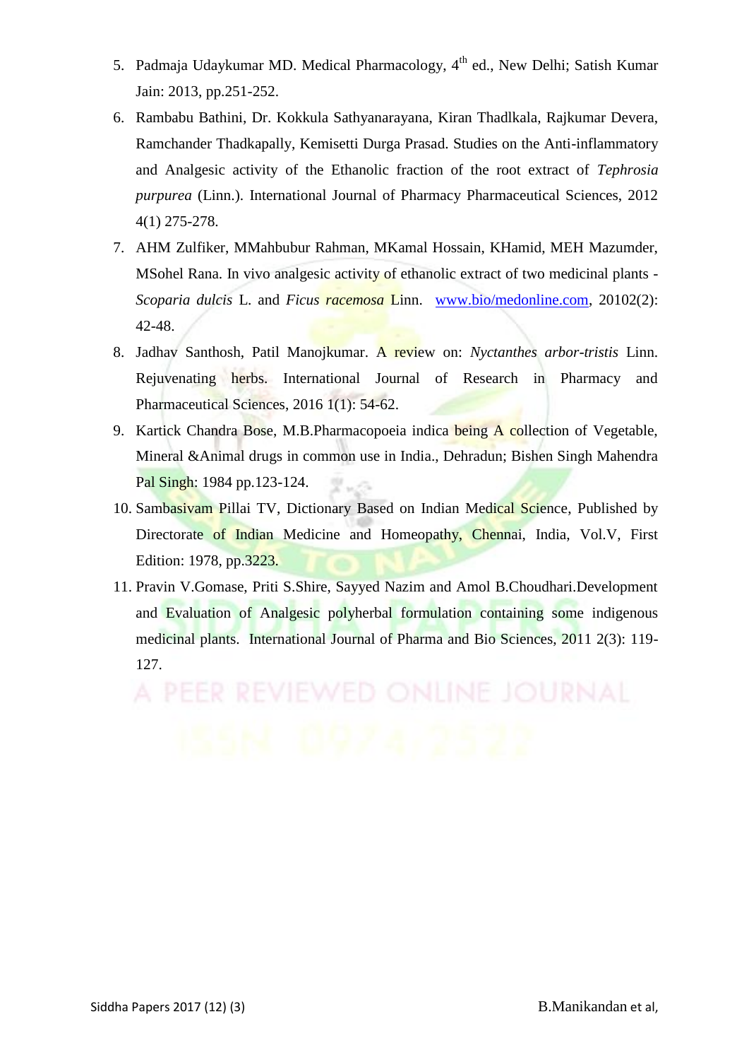5. Padmaja Udaykumar MD. Medical Pharmacology, 4th ed., New Delhi; Satish Kumar Jain: 2013, pp.251-252.
6. Rambabu Bathini, Dr. Kokkula Sathyanarayana, Kiran Thadlkala, Rajkumar Devera, Ramchander Thadkapally, Kemisetti Durga Prasad. Studies on the Anti-inflammatory and Analgesic activity of the Ethanolic fraction of the root extract of *Tephrosia purpurea* (Linn.). International Journal of Pharmacy Pharmaceutical Sciences, 2012 4(1) 275-278.
7. AHM Zulfiker, MMahbubur Rahman, MKamal Hossain, KHamid, MEH Mazumder, MSohel Rana. In vivo analgesic activity of ethanolic extract of two medicinal plants - *Scoparia dulcis* L. and *Ficus racemosa* Linn. www.bio/medonline.com, 20102(2): 42-48.
8. Jadhav Santhosh, Patil Manojkumar. A review on: *Nyctanthes arbor-tristis* Linn. Rejuvenating herbs. International Journal of Research in Pharmacy and Pharmaceutical Sciences, 2016 1(1): 54-62.
9. Kartick Chandra Bose, M.B.Pharmacopoeia indica being A collection of Vegetable, Mineral &Animal drugs in common use in India., Dehradun; Bishen Singh Mahendra Pal Singh: 1984 pp.123-124.
10. Sambasivam Pillai TV, Dictionary Based on Indian Medical Science, Published by Directorate of Indian Medicine and Homeopathy, Chennai, India, Vol.V, First Edition: 1978, pp.3223.
11. Pravin V.Gomase, Priti S.Shire, Sayyed Nazim and Amol B.Choudhari.Development and Evaluation of Analgesic polyherbal formulation containing some indigenous medicinal plants. International Journal of Pharma and Bio Sciences, 2011 2(3): 119-127.